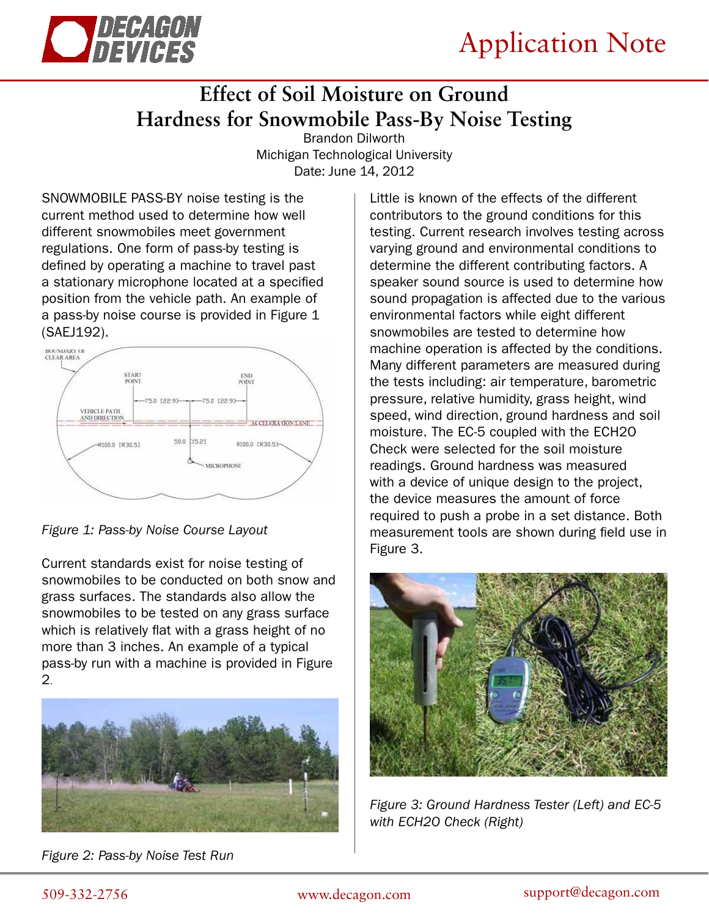# Effect of Soil Moisture on Ground Hardness for Snowmobile Pass-By Noise Testing

Brandon Dilworth
Michigan Technological University
Date: June 14, 2012

SNOWMOBILE PASS-BY noise testing is the current method used to determine how well different snowmobiles meet government regulations. One form of pass-by testing is defined by operating a machine to travel past a stationary microphone located at a specified position from the vehicle path. An example of a pass-by noise course is provided in Figure 1 (SAEJ192).

*Figure 1: Pass-by Noise Course Layout*

Current standards exist for noise testing of snowmobiles to be conducted on both snow and grass surfaces. The standards also allow the snowmobiles to be tested on any grass surface which is relatively flat with a grass height of no more than 3 inches. An example of a typical pass-by run with a machine is provided in Figure 2.

*Figure 2: Pass-by Noise Test Run*

Little is known of the effects of the different contributors to the ground conditions for this testing. Current research involves testing across varying ground and environmental conditions to determine the different contributing factors. A speaker sound source is used to determine how sound propagation is affected due to the various environmental factors while eight different snowmobiles are tested to determine how machine operation is affected by the conditions. Many different parameters are measured during the tests including: air temperature, barometric pressure, relative humidity, grass height, wind speed, wind direction, ground hardness and soil moisture. The EC-5 coupled with the ECH2O Check were selected for the soil moisture readings. Ground hardness was measured with a device of unique design to the project, the device measures the amount of force required to push a probe in a set distance. Both measurement tools are shown during field use in Figure 3.

*Figure 3: Ground Hardness Tester (Left) and EC-5 with ECH2O Check (Right)*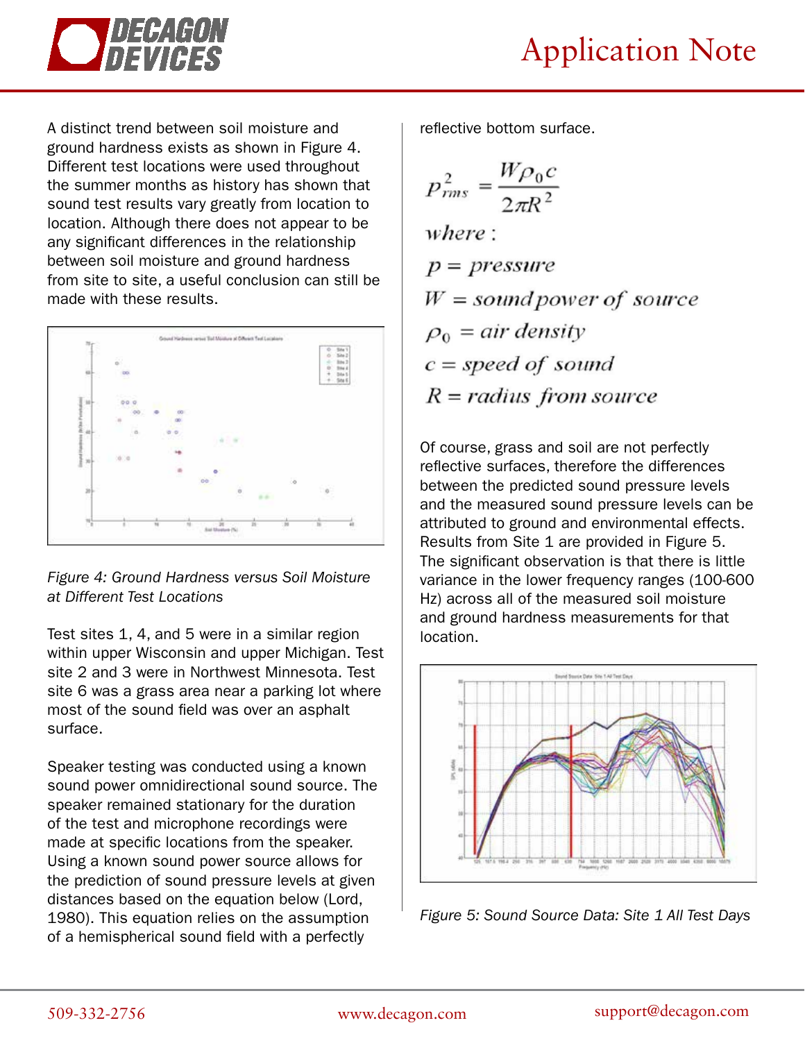A distinct trend between soil moisture and ground hardness exists as shown in Figure 4. Different test locations were used throughout the summer months as history has shown that sound test results vary greatly from location to location. Although there does not appear to be any significant differences in the relationship between soil moisture and ground hardness from site to site, a useful conclusion can still be made with these results.

*Figure 4: Ground Hardness versus Soil Moisture at Different Test Locations*

Test sites 1, 4, and 5 were in a similar region within upper Wisconsin and upper Michigan. Test site 2 and 3 were in Northwest Minnesota. Test site 6 was a grass area near a parking lot where most of the sound field was over an asphalt surface.

Speaker testing was conducted using a known sound power omnidirectional sound source. The speaker remained stationary for the duration of the test and microphone recordings were made at specific locations from the speaker. Using a known sound power source allows for the prediction of sound pressure levels at given distances based on the equation below (Lord, 1980). This equation relies on the assumption of a hemispherical sound field with a perfectly reflective bottom surface.

$$p_{rms}^2 = \frac{W \rho_0 c}{2\pi R^2}$$

where:

$p = pressure$

$W = sound\ power\ of\ source$

$\rho_0 = air\ density$

$c = speed\ of\ sound$

$R = radius\ from\ source$

Of course, grass and soil are not perfectly reflective surfaces, therefore the differences between the predicted sound pressure levels and the measured sound pressure levels can be attributed to ground and environmental effects. Results from Site 1 are provided in Figure 5. The significant observation is that there is little variance in the lower frequency ranges (100-600 Hz) across all of the measured soil moisture and ground hardness measurements for that location.

*Figure 5: Sound Source Data: Site 1 All Test Days*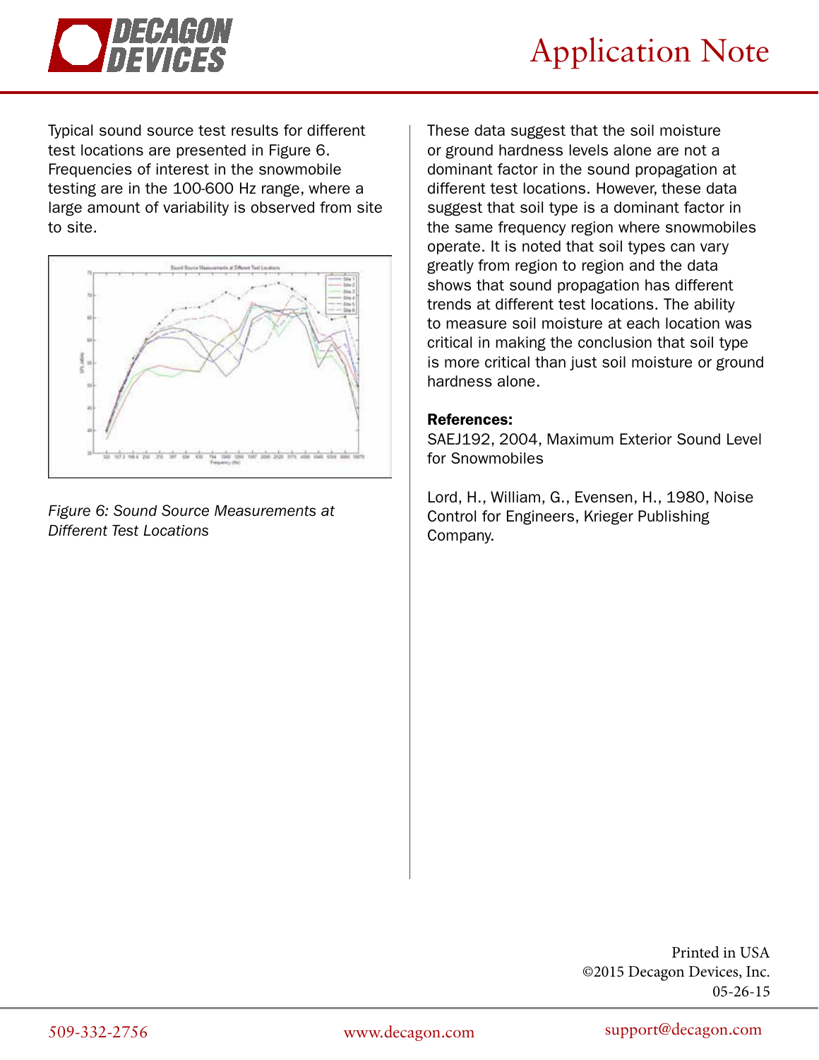Typical sound source test results for different test locations are presented in Figure 6. Frequencies of interest in the snowmobile testing are in the 100-600 Hz range, where a large amount of variability is observed from site to site.

Sound Source Measurements at Different Test Locations

Site 1
Site 2
Site 3
Site 4
Site 5
Site 6

SPL (dBA)

Frequency (Hz)

*Figure 6: Sound Source Measurements at Different Test Locations*

These data suggest that the soil moisture or ground hardness levels alone are not a dominant factor in the sound propagation at different test locations. However, these data suggest that soil type is a dominant factor in the same frequency region where snowmobiles operate. It is noted that soil types can vary greatly from region to region and the data shows that sound propagation has different trends at different test locations. The ability to measure soil moisture at each location was critical in making the conclusion that soil type is more critical than just soil moisture or ground hardness alone.

**References:**

SAEJ192, 2004, Maximum Exterior Sound Level for Snowmobiles

Lord, H., William, G., Evensen, H., 1980, Noise Control for Engineers, Krieger Publishing Company.

Printed in USA
©2015 Decagon Devices, Inc.
05-26-15